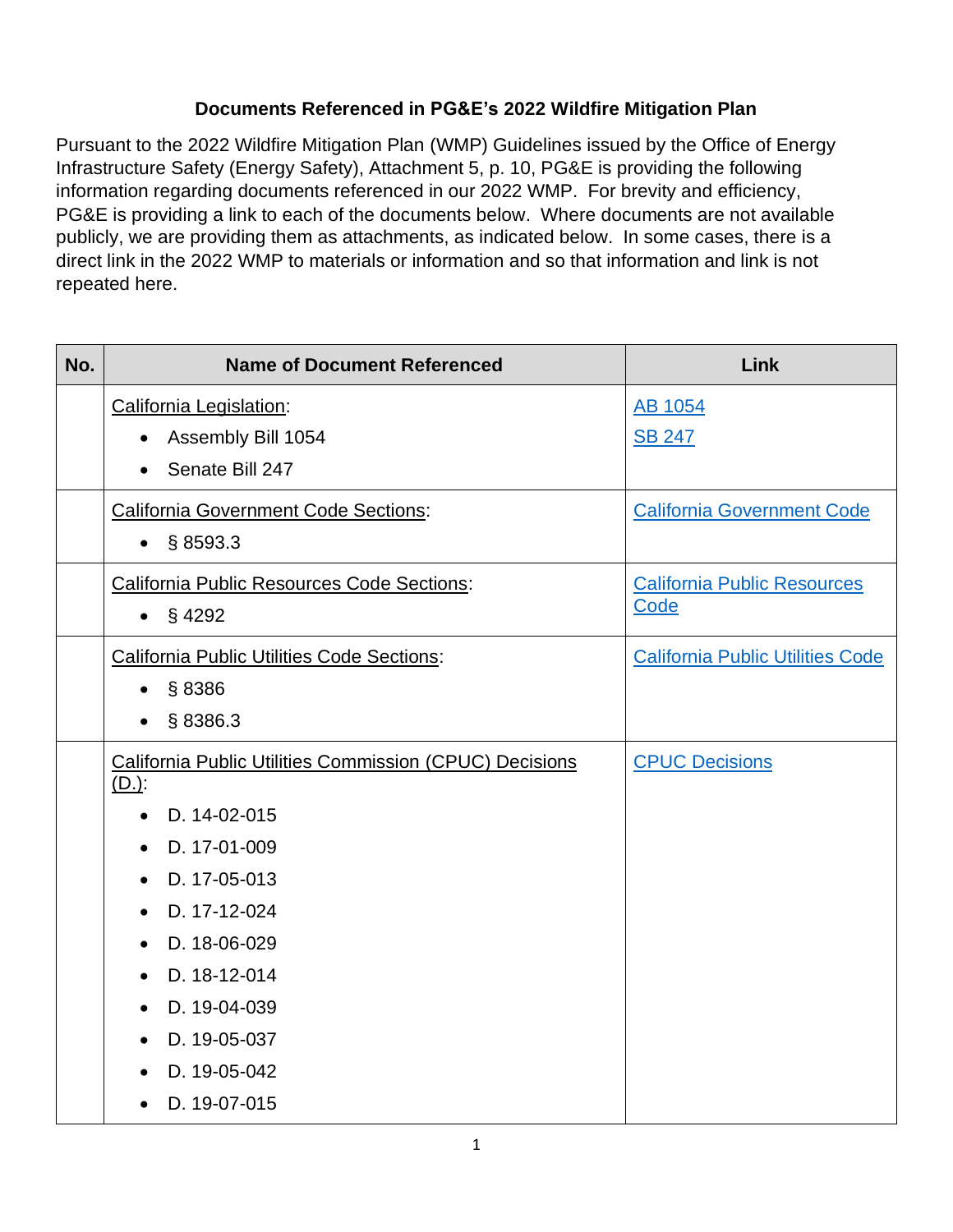# Documents Referenced in PG&E's 2022 Wildfire Mitigation Plan

Pursuant to the 2022 Wildfire Mitigation Plan (WMP) Guidelines issued by the Office of Energy Infrastructure Safety (Energy Safety), Attachment 5, p. 10, PG&E is providing the following information regarding documents referenced in our 2022 WMP. For brevity and efficiency, PG&E is providing a link to each of the documents below. Where documents are not available publicly, we are providing them as attachments, as indicated below. In some cases, there is a direct link in the 2022 WMP to materials or information and so that information and link is not repeated here.

| No. | Name of Document Referenced | Link |
|---|---|---|
| | California Legislation:<br>• Assembly Bill 1054<br>• Senate Bill 247 | AB 1054<br>SB 247 |
| | California Government Code Sections:<br>• § 8593.3 | California Government Code |
| | California Public Resources Code Sections:<br>• § 4292 | California Public Resources Code |
| | California Public Utilities Code Sections:<br>• § 8386<br>• § 8386.3 | California Public Utilities Code |
| | California Public Utilities Commission (CPUC) Decisions (D.):<br>• D. 14-02-015<br>• D. 17-01-009<br>• D. 17-05-013<br>• D. 17-12-024<br>• D. 18-06-029<br>• D. 18-12-014<br>• D. 19-04-039<br>• D. 19-05-037<br>• D. 19-05-042<br>• D. 19-07-015 | CPUC Decisions |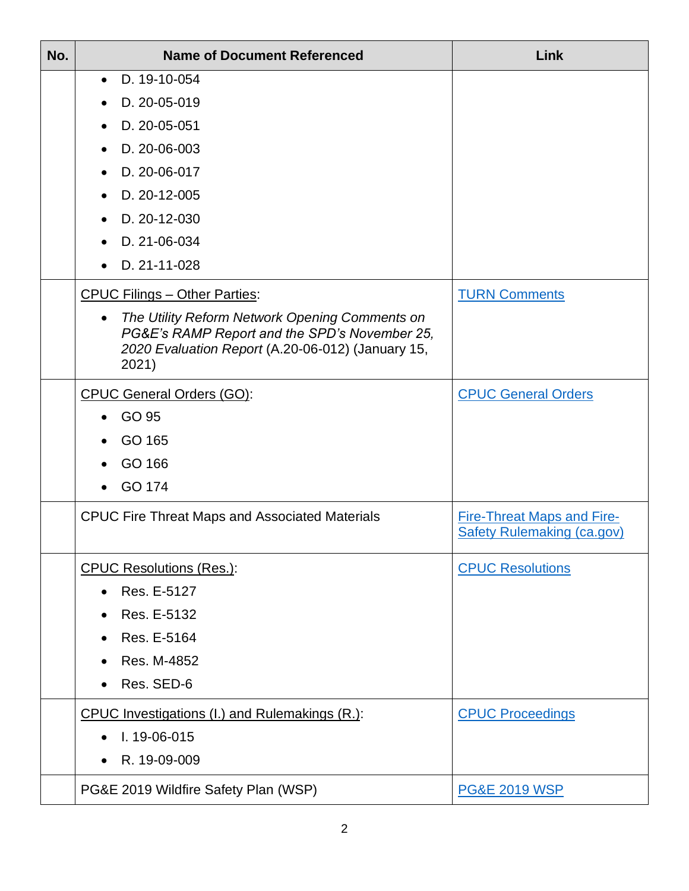| No. | Name of Document Referenced | Link |
|---|---|---|
| | • D. 19-10-054<br>• D. 20-05-019<br>• D. 20-05-051<br>• D. 20-06-003<br>• D. 20-06-017<br>• D. 20-12-005<br>• D. 20-12-030<br>• D. 21-06-034<br>• D. 21-11-028 | |
| | CPUC Filings – Other Parties:<br>• *The Utility Reform Network Opening Comments on PG&E's RAMP Report and the SPD's November 25, 2020 Evaluation Report* (A.20-06-012) (January 15, 2021) | TURN Comments |
| | CPUC General Orders (GO):<br>• GO 95<br>• GO 165<br>• GO 166<br>• GO 174 | CPUC General Orders |
| | CPUC Fire Threat Maps and Associated Materials | Fire-Threat Maps and Fire-Safety Rulemaking (ca.gov) |
| | CPUC Resolutions (Res.):<br>• Res. E-5127<br>• Res. E-5132<br>• Res. E-5164<br>• Res. M-4852<br>• Res. SED-6 | CPUC Resolutions |
| | CPUC Investigations (I.) and Rulemakings (R.):<br>• I. 19-06-015<br>• R. 19-09-009 | CPUC Proceedings |
| | PG&E 2019 Wildfire Safety Plan (WSP) | PG&E 2019 WSP |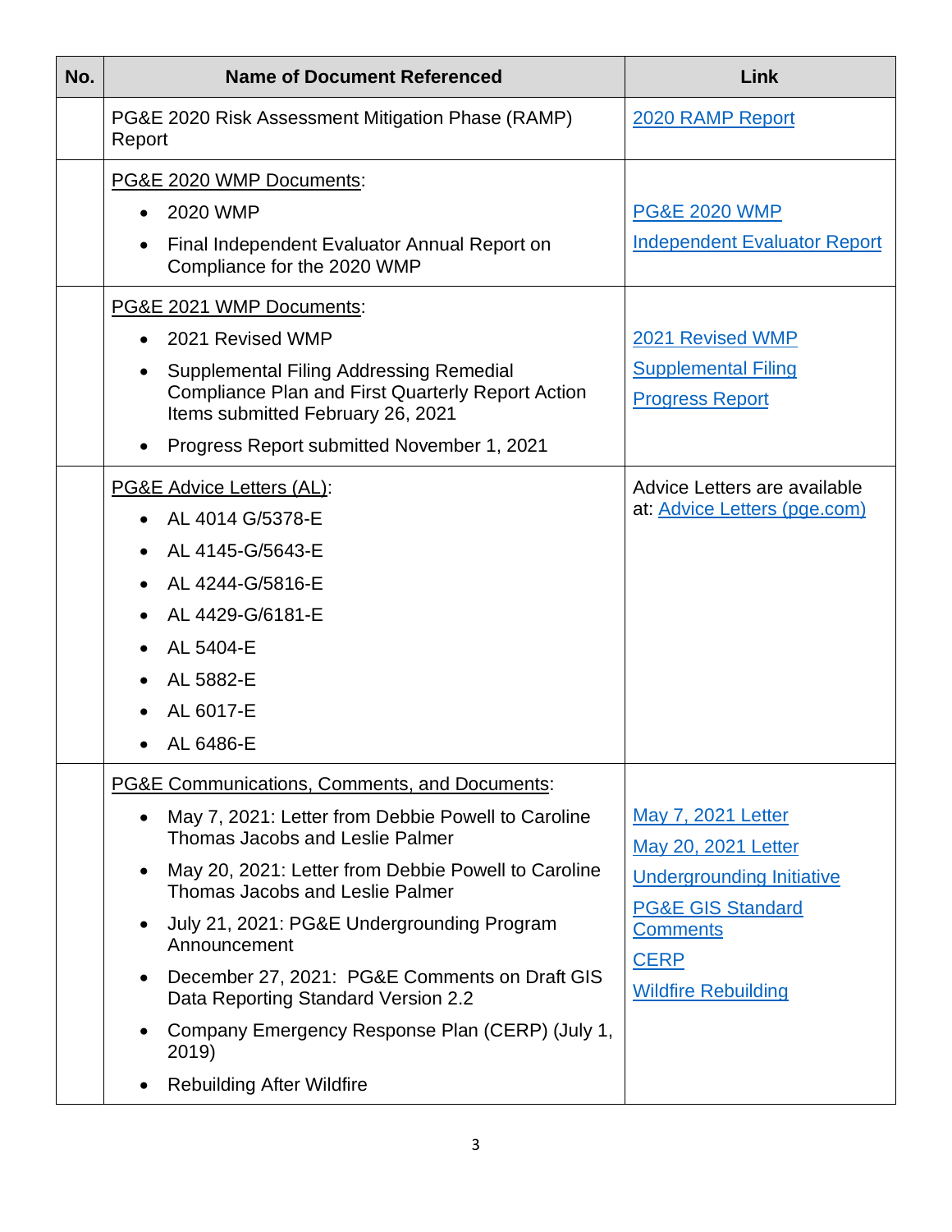| No. | Name of Document Referenced | Link |
| --- | --- | --- |
| | PG&E 2020 Risk Assessment Mitigation Phase (RAMP) Report | 2020 RAMP Report |
| | PG&E 2020 WMP Documents:<br>• 2020 WMP<br>• Final Independent Evaluator Annual Report on Compliance for the 2020 WMP | PG&E 2020 WMP<br>Independent Evaluator Report |
| | PG&E 2021 WMP Documents:<br>• 2021 Revised WMP<br>• Supplemental Filing Addressing Remedial Compliance Plan and First Quarterly Report Action Items submitted February 26, 2021<br>• Progress Report submitted November 1, 2021 | 2021 Revised WMP<br>Supplemental Filing<br>Progress Report |
| | PG&E Advice Letters (AL):<br>• AL 4014 G/5378-E<br>• AL 4145-G/5643-E<br>• AL 4244-G/5816-E<br>• AL 4429-G/6181-E<br>• AL 5404-E<br>• AL 5882-E<br>• AL 6017-E<br>• AL 6486-E | Advice Letters are available at: Advice Letters (pge.com) |
| | PG&E Communications, Comments, and Documents:<br>• May 7, 2021: Letter from Debbie Powell to Caroline Thomas Jacobs and Leslie Palmer<br>• May 20, 2021: Letter from Debbie Powell to Caroline Thomas Jacobs and Leslie Palmer<br>• July 21, 2021: PG&E Undergrounding Program Announcement<br>• December 27, 2021: PG&E Comments on Draft GIS Data Reporting Standard Version 2.2<br>• Company Emergency Response Plan (CERP) (July 1, 2019)<br>• Rebuilding After Wildfire | May 7, 2021 Letter<br>May 20, 2021 Letter<br>Undergrounding Initiative<br>PG&E GIS Standard Comments<br>CERP<br>Wildfire Rebuilding |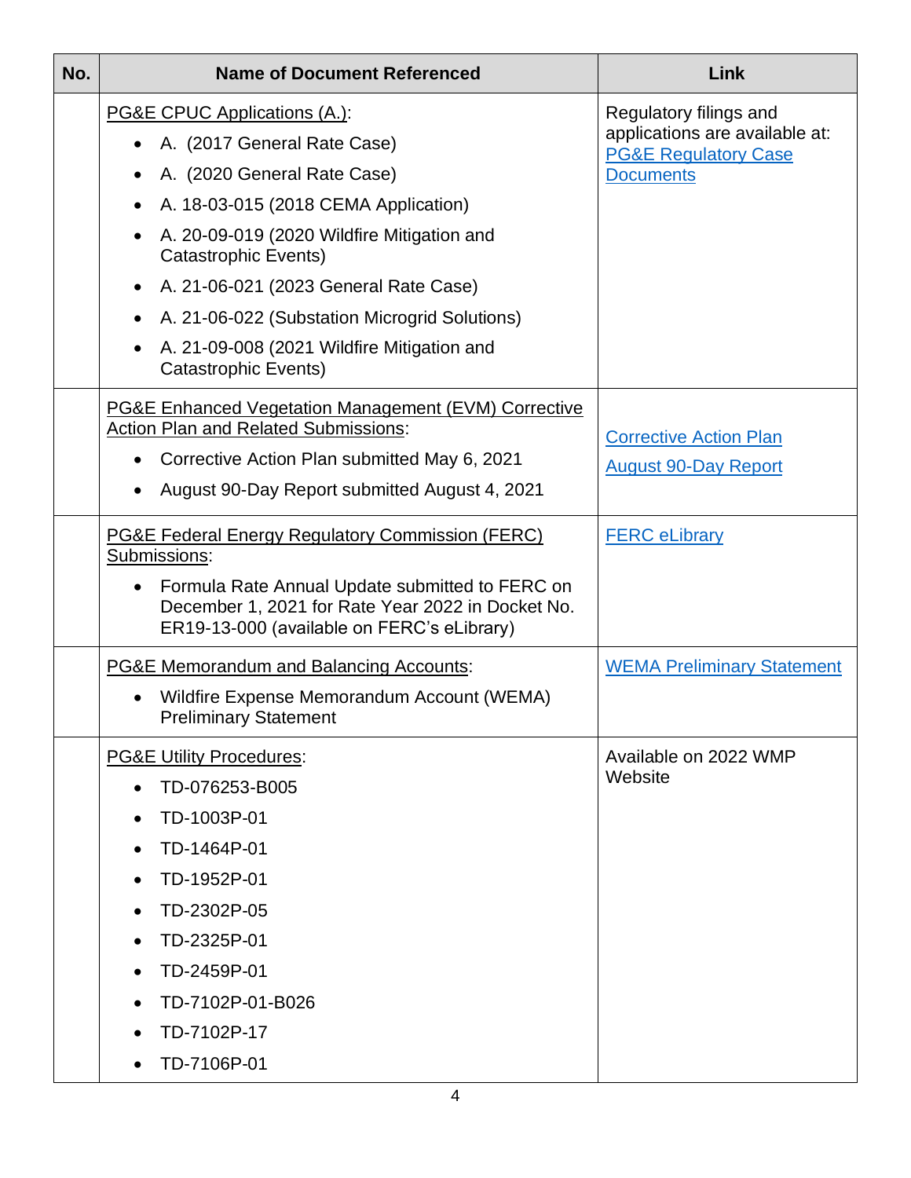| No. | Name of Document Referenced | Link |
|---|---|---|
| | PG&E CPUC Applications (A.):<br>• A. (2017 General Rate Case)<br>• A. (2020 General Rate Case)<br>• A. 18-03-015 (2018 CEMA Application)<br>• A. 20-09-019 (2020 Wildfire Mitigation and Catastrophic Events)<br>• A. 21-06-021 (2023 General Rate Case)<br>• A. 21-06-022 (Substation Microgrid Solutions)<br>• A. 21-09-008 (2021 Wildfire Mitigation and Catastrophic Events) | Regulatory filings and applications are available at: PG&E Regulatory Case Documents |
| | PG&E Enhanced Vegetation Management (EVM) Corrective Action Plan and Related Submissions:<br>• Corrective Action Plan submitted May 6, 2021<br>• August 90-Day Report submitted August 4, 2021 | Corrective Action Plan<br>August 90-Day Report |
| | PG&E Federal Energy Regulatory Commission (FERC) Submissions:<br>• Formula Rate Annual Update submitted to FERC on December 1, 2021 for Rate Year 2022 in Docket No. ER19-13-000 (available on FERC's eLibrary) | FERC eLibrary |
| | PG&E Memorandum and Balancing Accounts:<br>• Wildfire Expense Memorandum Account (WEMA) Preliminary Statement | WEMA Preliminary Statement |
| | PG&E Utility Procedures:<br>• TD-076253-B005<br>• TD-1003P-01<br>• TD-1464P-01<br>• TD-1952P-01<br>• TD-2302P-05<br>• TD-2325P-01<br>• TD-2459P-01<br>• TD-7102P-01-B026<br>• TD-7102P-17<br>• TD-7106P-01 | Available on 2022 WMP Website |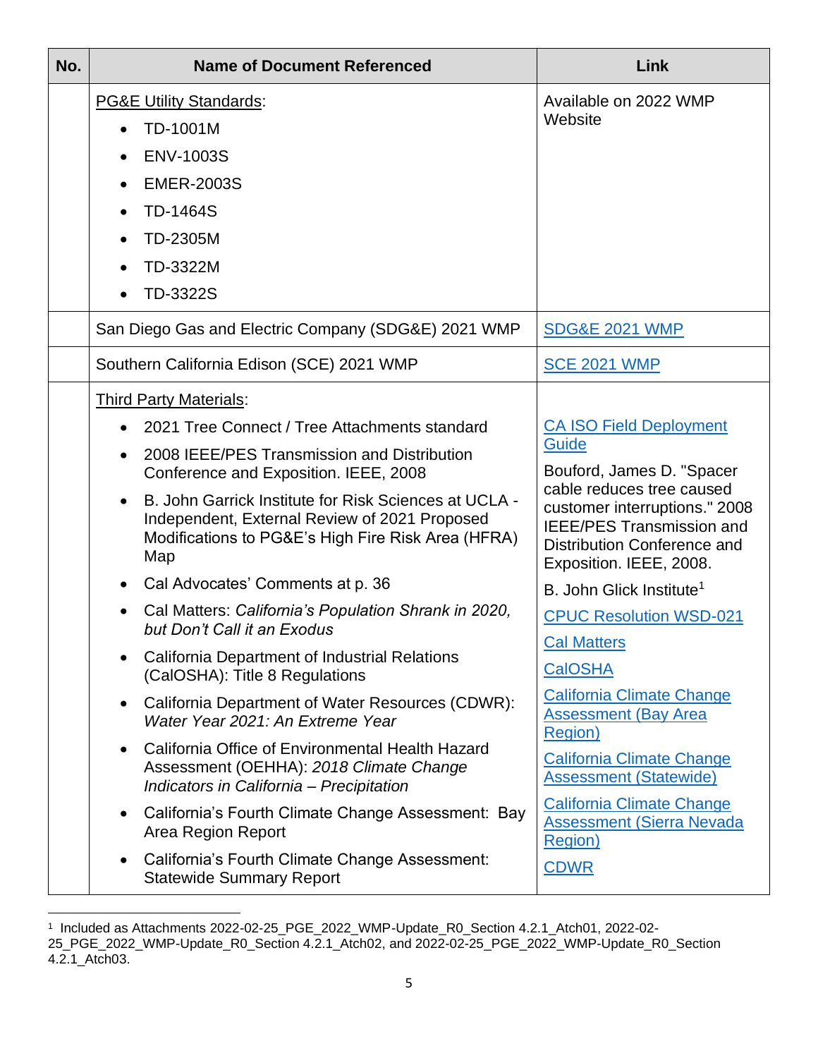| No. | Name of Document Referenced | Link |
|---|---|---|
| | PG&E Utility Standards:<br>• TD-1001M<br>• ENV-1003S<br>• EMER-2003S<br>• TD-1464S<br>• TD-2305M<br>• TD-3322M<br>• TD-3322S | Available on 2022 WMP Website |
| | San Diego Gas and Electric Company (SDG&E) 2021 WMP | SDG&E 2021 WMP |
| | Southern California Edison (SCE) 2021 WMP | SCE 2021 WMP |
| | Third Party Materials:<br>• 2021 Tree Connect / Tree Attachments standard<br>• 2008 IEEE/PES Transmission and Distribution Conference and Exposition. IEEE, 2008<br>• B. John Garrick Institute for Risk Sciences at UCLA - Independent, External Review of 2021 Proposed Modifications to PG&E's High Fire Risk Area (HFRA) Map<br>• Cal Advocates' Comments at p. 36<br>• Cal Matters: *California's Population Shrank in 2020, but Don't Call it an Exodus*<br>• California Department of Industrial Relations (CalOSHA): Title 8 Regulations<br>• California Department of Water Resources (CDWR): *Water Year 2021: An Extreme Year*<br>• California Office of Environmental Health Hazard Assessment (OEHHA): *2018 Climate Change Indicators in California – Precipitation*<br>• California's Fourth Climate Change Assessment: Bay Area Region Report<br>• California's Fourth Climate Change Assessment: Statewide Summary Report | CA ISO Field Deployment Guide<br>Bouford, James D. "Spacer cable reduces tree caused customer interruptions." 2008 IEEE/PES Transmission and Distribution Conference and Exposition. IEEE, 2008.<br>B. John Glick Institute[1]<br>CPUC Resolution WSD-021<br>Cal Matters<br>CalOSHA<br>California Climate Change Assessment (Bay Area Region)<br>California Climate Change Assessment (Statewide)<br>California Climate Change Assessment (Sierra Nevada Region)<br>CDWR |

[1] Included as Attachments 2022-02-25_PGE_2022_WMP-Update_R0_Section 4.2.1_Atch01, 2022-02-25_PGE_2022_WMP-Update_R0_Section 4.2.1_Atch02, and 2022-02-25_PGE_2022_WMP-Update_R0_Section 4.2.1_Atch03.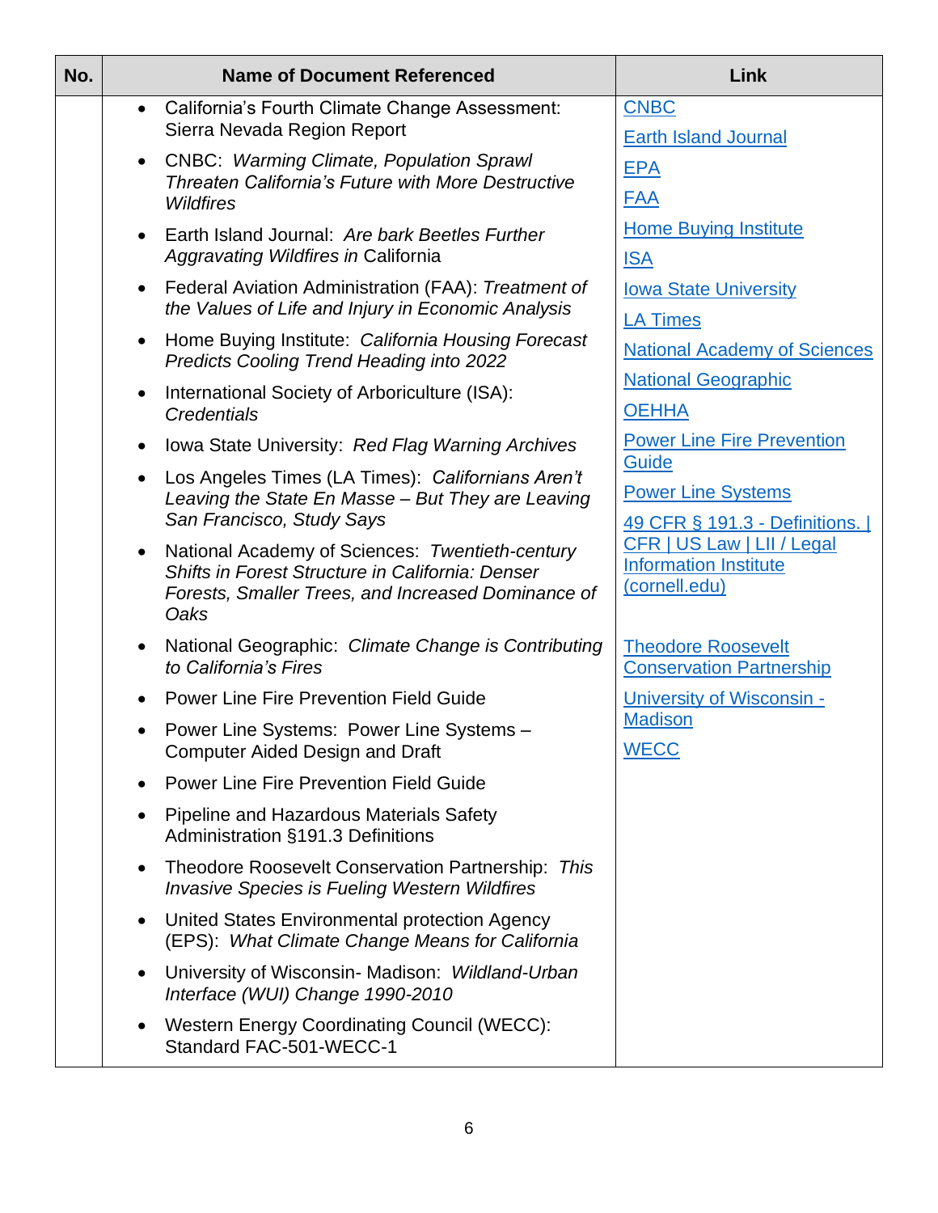| No. | Name of Document Referenced | Link |
|---|---|---|
| | • California's Fourth Climate Change Assessment: Sierra Nevada Region Report<br>• CNBC: *Warming Climate, Population Sprawl Threaten California's Future with More Destructive Wildfires*<br>• Earth Island Journal: *Are bark Beetles Further Aggravating Wildfires in* California<br>• Federal Aviation Administration (FAA): *Treatment of the Values of Life and Injury in Economic Analysis*<br>• Home Buying Institute: *California Housing Forecast Predicts Cooling Trend Heading into 2022*<br>• International Society of Arboriculture (ISA): *Credentials*<br>• Iowa State University: *Red Flag Warning Archives*<br>• Los Angeles Times (LA Times): *Californians Aren't Leaving the State En Masse – But They are Leaving San Francisco, Study Says*<br>• National Academy of Sciences: *Twentieth-century Shifts in Forest Structure in California: Denser Forests, Smaller Trees, and Increased Dominance of Oaks*<br>• National Geographic: *Climate Change is Contributing to California's Fires*<br>• Power Line Fire Prevention Field Guide<br>• Power Line Systems: Power Line Systems – Computer Aided Design and Draft<br>• Power Line Fire Prevention Field Guide<br>• Pipeline and Hazardous Materials Safety Administration §191.3 Definitions<br>• Theodore Roosevelt Conservation Partnership: *This Invasive Species is Fueling Western Wildfires*<br>• United States Environmental protection Agency (EPS): *What Climate Change Means for California*<br>• University of Wisconsin- Madison: *Wildland-Urban Interface (WUI) Change 1990-2010*<br>• Western Energy Coordinating Council (WECC): Standard FAC-501-WECC-1 | CNBC<br>Earth Island Journal<br>EPA<br>FAA<br>Home Buying Institute<br>ISA<br>Iowa State University<br>LA Times<br>National Academy of Sciences<br>National Geographic<br>OEHHA<br>Power Line Fire Prevention Guide<br>Power Line Systems<br>49 CFR § 191.3 - Definitions. \| CFR \| US Law \| LII / Legal Information Institute (cornell.edu)<br>Theodore Roosevelt Conservation Partnership<br>University of Wisconsin - Madison<br>WECC |